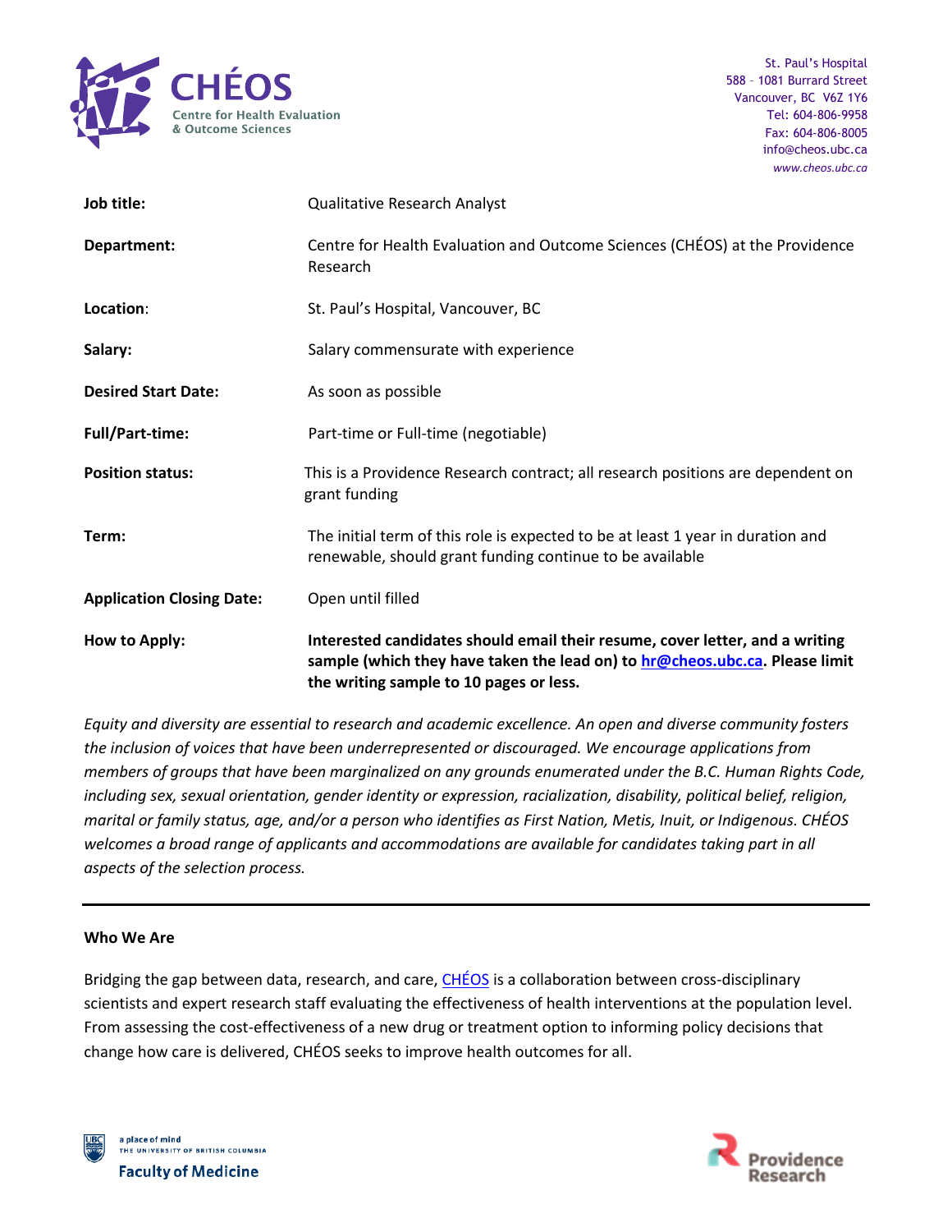CHÉOS
Centre for Health Evaluation & Outcome Sciences

St. Paul's Hospital
588 – 1081 Burrard Street
Vancouver, BC V6Z 1Y6
Tel: 604-806-9958
Fax: 604-806-8005
info@cheos.ubc.ca
www.cheos.ubc.ca

| | |
|---|---|
| **Job title:** | Qualitative Research Analyst |
| **Department:** | Centre for Health Evaluation and Outcome Sciences (CHÉOS) at the Providence Research |
| **Location:** | St. Paul's Hospital, Vancouver, BC |
| **Salary:** | Salary commensurate with experience |
| **Desired Start Date:** | As soon as possible |
| **Full/Part-time:** | Part-time or Full-time (negotiable) |
| **Position status:** | This is a Providence Research contract; all research positions are dependent on grant funding |
| **Term:** | The initial term of this role is expected to be at least 1 year in duration and renewable, should grant funding continue to be available |
| **Application Closing Date:** | Open until filled |
| **How to Apply:** | **Interested candidates should email their resume, cover letter, and a writing sample (which they have taken the lead on) to hr@cheos.ubc.ca. Please limit the writing sample to 10 pages or less.** |

*Equity and diversity are essential to research and academic excellence. An open and diverse community fosters the inclusion of voices that have been underrepresented or discouraged. We encourage applications from members of groups that have been marginalized on any grounds enumerated under the B.C. Human Rights Code, including sex, sexual orientation, gender identity or expression, racialization, disability, political belief, religion, marital or family status, age, and/or a person who identifies as First Nation, Metis, Inuit, or Indigenous. CHÉOS welcomes a broad range of applicants and accommodations are available for candidates taking part in all aspects of the selection process.*

---

**Who We Are**

Bridging the gap between data, research, and care, CHÉOS is a collaboration between cross-disciplinary scientists and expert research staff evaluating the effectiveness of health interventions at the population level. From assessing the cost-effectiveness of a new drug or treatment option to informing policy decisions that change how care is delivered, CHÉOS seeks to improve health outcomes for all.

a place of mind
THE UNIVERSITY OF BRITISH COLUMBIA
Faculty of Medicine

Providence Research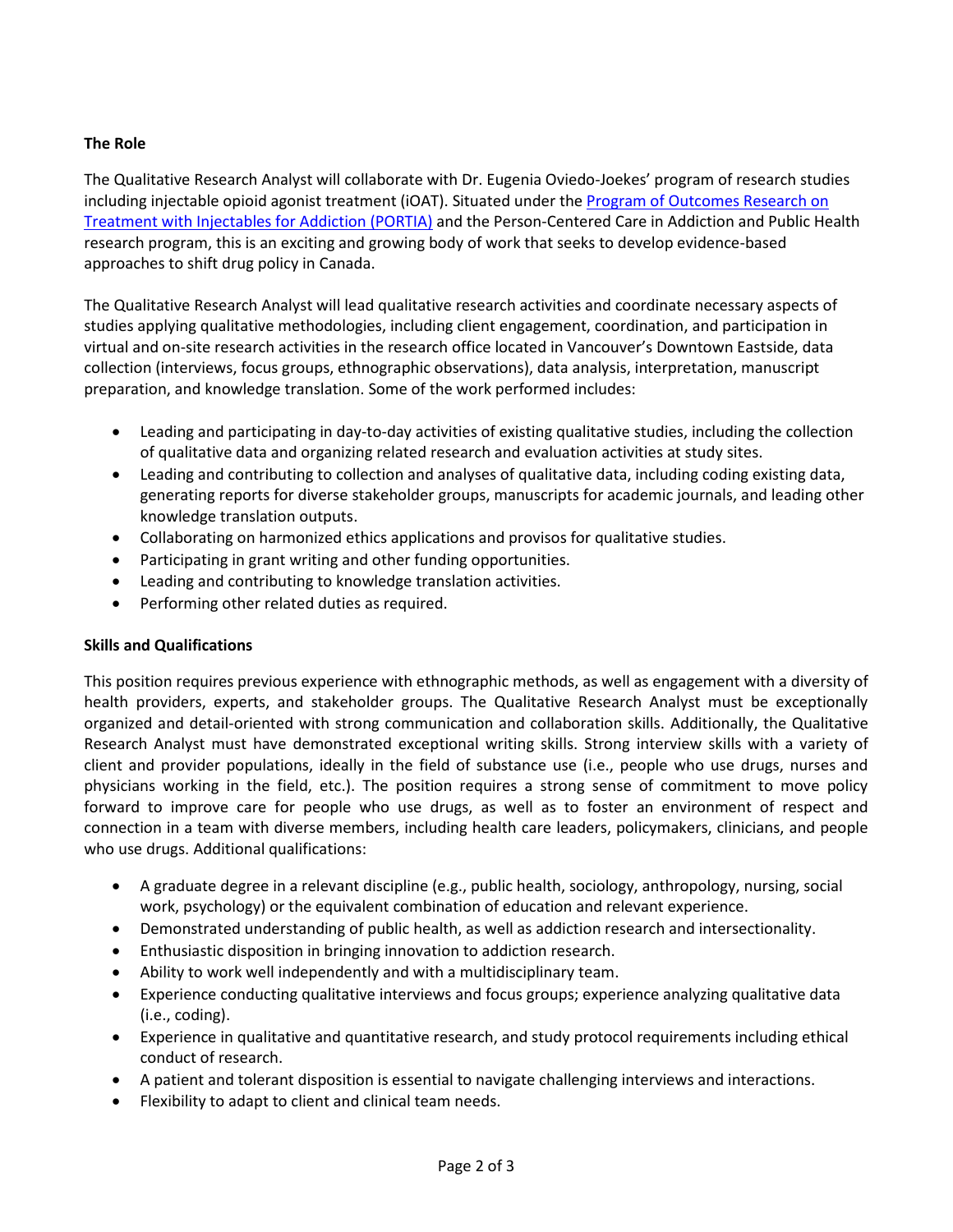**The Role**

The Qualitative Research Analyst will collaborate with Dr. Eugenia Oviedo-Joekes' program of research studies including injectable opioid agonist treatment (iOAT). Situated under the Program of Outcomes Research on Treatment with Injectables for Addiction (PORTIA) and the Person-Centered Care in Addiction and Public Health research program, this is an exciting and growing body of work that seeks to develop evidence-based approaches to shift drug policy in Canada.

The Qualitative Research Analyst will lead qualitative research activities and coordinate necessary aspects of studies applying qualitative methodologies, including client engagement, coordination, and participation in virtual and on-site research activities in the research office located in Vancouver's Downtown Eastside, data collection (interviews, focus groups, ethnographic observations), data analysis, interpretation, manuscript preparation, and knowledge translation. Some of the work performed includes:

- Leading and participating in day-to-day activities of existing qualitative studies, including the collection of qualitative data and organizing related research and evaluation activities at study sites.
- Leading and contributing to collection and analyses of qualitative data, including coding existing data, generating reports for diverse stakeholder groups, manuscripts for academic journals, and leading other knowledge translation outputs.
- Collaborating on harmonized ethics applications and provisos for qualitative studies.
- Participating in grant writing and other funding opportunities.
- Leading and contributing to knowledge translation activities.
- Performing other related duties as required.

**Skills and Qualifications**

This position requires previous experience with ethnographic methods, as well as engagement with a diversity of health providers, experts, and stakeholder groups. The Qualitative Research Analyst must be exceptionally organized and detail-oriented with strong communication and collaboration skills. Additionally, the Qualitative Research Analyst must have demonstrated exceptional writing skills. Strong interview skills with a variety of client and provider populations, ideally in the field of substance use (i.e., people who use drugs, nurses and physicians working in the field, etc.). The position requires a strong sense of commitment to move policy forward to improve care for people who use drugs, as well as to foster an environment of respect and connection in a team with diverse members, including health care leaders, policymakers, clinicians, and people who use drugs. Additional qualifications:

- A graduate degree in a relevant discipline (e.g., public health, sociology, anthropology, nursing, social work, psychology) or the equivalent combination of education and relevant experience.
- Demonstrated understanding of public health, as well as addiction research and intersectionality.
- Enthusiastic disposition in bringing innovation to addiction research.
- Ability to work well independently and with a multidisciplinary team.
- Experience conducting qualitative interviews and focus groups; experience analyzing qualitative data (i.e., coding).
- Experience in qualitative and quantitative research, and study protocol requirements including ethical conduct of research.
- A patient and tolerant disposition is essential to navigate challenging interviews and interactions.
- Flexibility to adapt to client and clinical team needs.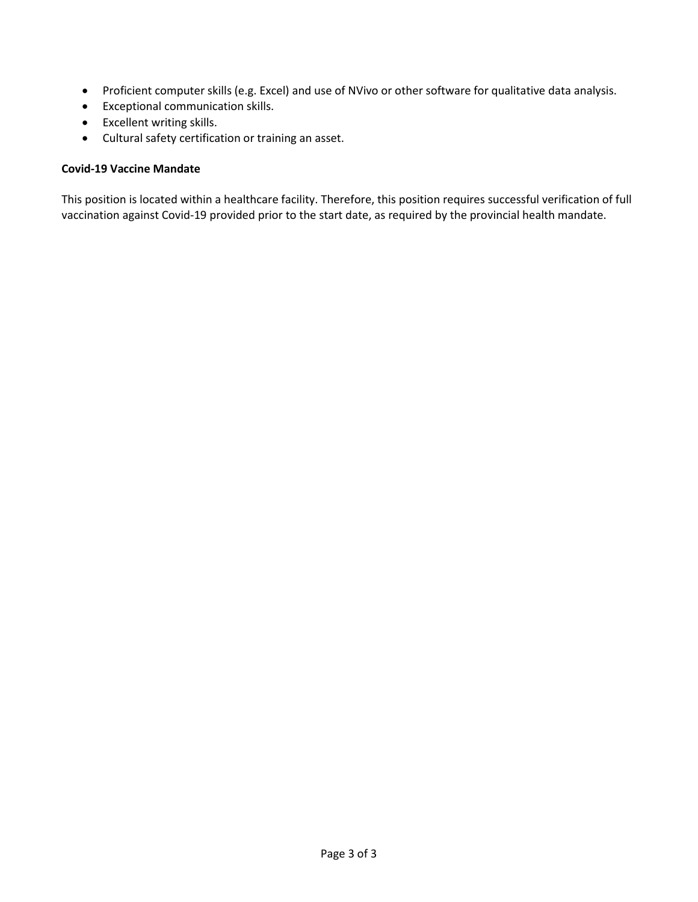- Proficient computer skills (e.g. Excel) and use of NVivo or other software for qualitative data analysis.
- Exceptional communication skills.
- Excellent writing skills.
- Cultural safety certification or training an asset.

**Covid-19 Vaccine Mandate**

This position is located within a healthcare facility. Therefore, this position requires successful verification of full vaccination against Covid-19 provided prior to the start date, as required by the provincial health mandate.